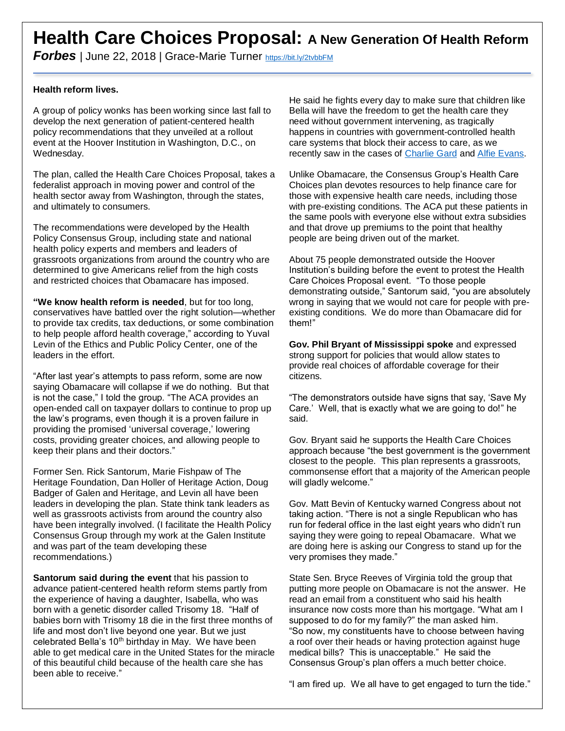# Health Care Choices Proposal: A New Generation Of Health Reform

***Forbes*** | June 22, 2018 | Grace-Marie Turner https://bit.ly/2tvbbFM

**Health reform lives.**

A group of policy wonks has been working since last fall to develop the next generation of patient-centered health policy recommendations that they unveiled at a rollout event at the Hoover Institution in Washington, D.C., on Wednesday.

The plan, called the Health Care Choices Proposal, takes a federalist approach in moving power and control of the health sector away from Washington, through the states, and ultimately to consumers.

The recommendations were developed by the Health Policy Consensus Group, including state and national health policy experts and members and leaders of grassroots organizations from around the country who are determined to give Americans relief from the high costs and restricted choices that Obamacare has imposed.

**"We know health reform is needed**, but for too long, conservatives have battled over the right solution—whether to provide tax credits, tax deductions, or some combination to help people afford health coverage," according to Yuval Levin of the Ethics and Public Policy Center, one of the leaders in the effort.

"After last year's attempts to pass reform, some are now saying Obamacare will collapse if we do nothing. But that is not the case," I told the group. "The ACA provides an open-ended call on taxpayer dollars to continue to prop up the law's programs, even though it is a proven failure in providing the promised 'universal coverage,' lowering costs, providing greater choices, and allowing people to keep their plans and their doctors."

Former Sen. Rick Santorum, Marie Fishpaw of The Heritage Foundation, Dan Holler of Heritage Action, Doug Badger of Galen and Heritage, and Levin all have been leaders in developing the plan. State think tank leaders as well as grassroots activists from around the country also have been integrally involved. (I facilitate the Health Policy Consensus Group through my work at the Galen Institute and was part of the team developing these recommendations.)

**Santorum said during the event** that his passion to advance patient-centered health reform stems partly from the experience of having a daughter, Isabella, who was born with a genetic disorder called Trisomy 18. "Half of babies born with Trisomy 18 die in the first three months of life and most don't live beyond one year. But we just celebrated Bella's 10th birthday in May. We have been able to get medical care in the United States for the miracle of this beautiful child because of the health care she has been able to receive."

He said he fights every day to make sure that children like Bella will have the freedom to get the health care they need without government intervening, as tragically happens in countries with government-controlled health care systems that block their access to care, as we recently saw in the cases of Charlie Gard and Alfie Evans.

Unlike Obamacare, the Consensus Group's Health Care Choices plan devotes resources to help finance care for those with expensive health care needs, including those with pre-existing conditions. The ACA put these patients in the same pools with everyone else without extra subsidies and that drove up premiums to the point that healthy people are being driven out of the market.

About 75 people demonstrated outside the Hoover Institution's building before the event to protest the Health Care Choices Proposal event. "To those people demonstrating outside," Santorum said, "you are absolutely wrong in saying that we would not care for people with pre-existing conditions. We do more than Obamacare did for them!"

**Gov. Phil Bryant of Mississippi spoke** and expressed strong support for policies that would allow states to provide real choices of affordable coverage for their citizens.

"The demonstrators outside have signs that say, 'Save My Care.' Well, that is exactly what we are going to do!" he said.

Gov. Bryant said he supports the Health Care Choices approach because "the best government is the government closest to the people. This plan represents a grassroots, commonsense effort that a majority of the American people will gladly welcome."

Gov. Matt Bevin of Kentucky warned Congress about not taking action. "There is not a single Republican who has run for federal office in the last eight years who didn't run saying they were going to repeal Obamacare. What we are doing here is asking our Congress to stand up for the very promises they made."

State Sen. Bryce Reeves of Virginia told the group that putting more people on Obamacare is not the answer. He read an email from a constituent who said his health insurance now costs more than his mortgage. "What am I supposed to do for my family?" the man asked him. "So now, my constituents have to choose between having a roof over their heads or having protection against huge medical bills? This is unacceptable." He said the Consensus Group's plan offers a much better choice.

"I am fired up. We all have to get engaged to turn the tide."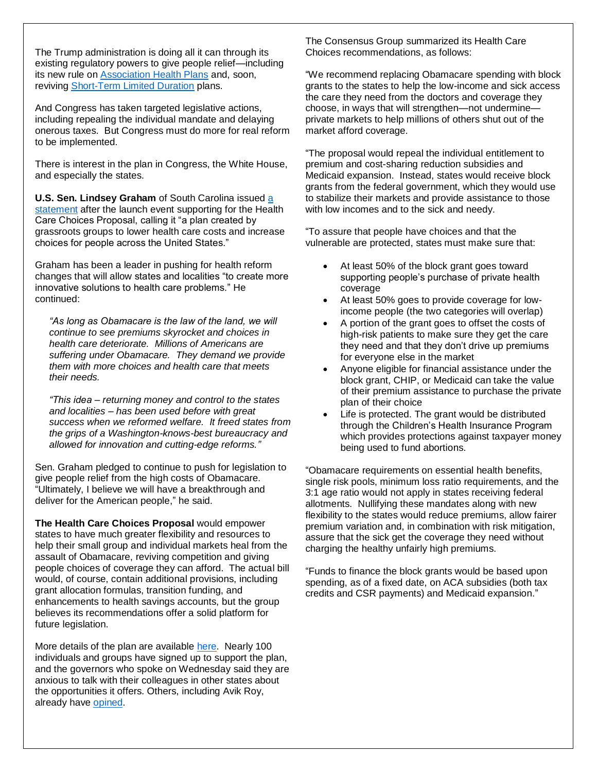The Trump administration is doing all it can through its existing regulatory powers to give people relief—including its new rule on Association Health Plans and, soon, reviving Short-Term Limited Duration plans.

And Congress has taken targeted legislative actions, including repealing the individual mandate and delaying onerous taxes. But Congress must do more for real reform to be implemented.

There is interest in the plan in Congress, the White House, and especially the states.

**U.S. Sen. Lindsey Graham** of South Carolina issued a statement after the launch event supporting for the Health Care Choices Proposal, calling it "a plan created by grassroots groups to lower health care costs and increase choices for people across the United States."

Graham has been a leader in pushing for health reform changes that will allow states and localities "to create more innovative solutions to health care problems." He continued:

> *"As long as Obamacare is the law of the land, we will continue to see premiums skyrocket and choices in health care deteriorate. Millions of Americans are suffering under Obamacare. They demand we provide them with more choices and health care that meets their needs.*
>
> *"This idea – returning money and control to the states and localities – has been used before with great success when we reformed welfare. It freed states from the grips of a Washington-knows-best bureaucracy and allowed for innovation and cutting-edge reforms."*

Sen. Graham pledged to continue to push for legislation to give people relief from the high costs of Obamacare. "Ultimately, I believe we will have a breakthrough and deliver for the American people," he said.

**The Health Care Choices Proposal** would empower states to have much greater flexibility and resources to help their small group and individual markets heal from the assault of Obamacare, reviving competition and giving people choices of coverage they can afford. The actual bill would, of course, contain additional provisions, including grant allocation formulas, transition funding, and enhancements to health savings accounts, but the group believes its recommendations offer a solid platform for future legislation.

More details of the plan are available here. Nearly 100 individuals and groups have signed up to support the plan, and the governors who spoke on Wednesday said they are anxious to talk with their colleagues in other states about the opportunities it offers. Others, including Avik Roy, already have opined.

The Consensus Group summarized its Health Care Choices recommendations, as follows:

"We recommend replacing Obamacare spending with block grants to the states to help the low-income and sick access the care they need from the doctors and coverage they choose, in ways that will strengthen—not undermine—private markets to help millions of others shut out of the market afford coverage.

"The proposal would repeal the individual entitlement to premium and cost-sharing reduction subsidies and Medicaid expansion. Instead, states would receive block grants from the federal government, which they would use to stabilize their markets and provide assistance to those with low incomes and to the sick and needy.

"To assure that people have choices and that the vulnerable are protected, states must make sure that:

- At least 50% of the block grant goes toward supporting people's purchase of private health coverage
- At least 50% goes to provide coverage for low-income people (the two categories will overlap)
- A portion of the grant goes to offset the costs of high-risk patients to make sure they get the care they need and that they don't drive up premiums for everyone else in the market
- Anyone eligible for financial assistance under the block grant, CHIP, or Medicaid can take the value of their premium assistance to purchase the private plan of their choice
- Life is protected. The grant would be distributed through the Children's Health Insurance Program which provides protections against taxpayer money being used to fund abortions.

"Obamacare requirements on essential health benefits, single risk pools, minimum loss ratio requirements, and the 3:1 age ratio would not apply in states receiving federal allotments. Nullifying these mandates along with new flexibility to the states would reduce premiums, allow fairer premium variation and, in combination with risk mitigation, assure that the sick get the coverage they need without charging the healthy unfairly high premiums.

"Funds to finance the block grants would be based upon spending, as of a fixed date, on ACA subsidies (both tax credits and CSR payments) and Medicaid expansion."